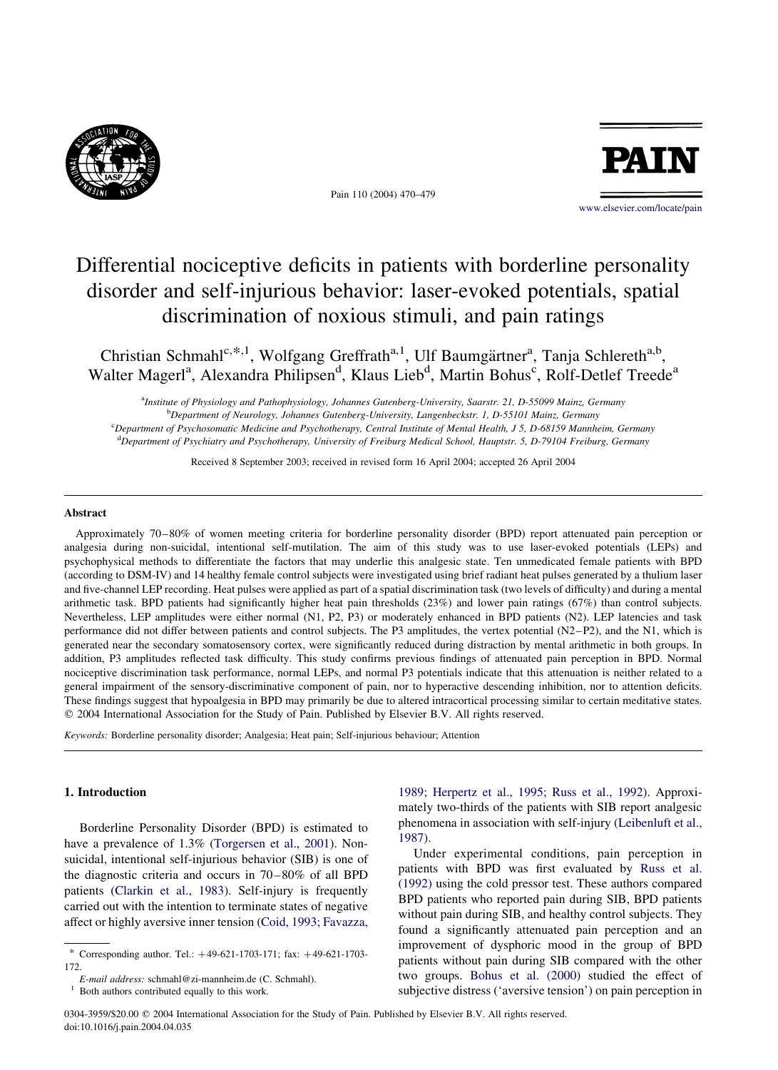# Differential nociceptive deficits in patients with borderline personality disorder and self-injurious behavior: laser-evoked potentials, spatial discrimination of noxious stimuli, and pain ratings

Christian Schmahl[c,*,1], Wolfgang Greffrath[a,1], Ulf Baumgärtner[a], Tanja Schlereth[a,b], Walter Magerl[a], Alexandra Philipsen[d], Klaus Lieb[d], Martin Bohus[c], Rolf-Detlef Treede[a]

[a]Institute of Physiology and Pathophysiology, Johannes Gutenberg-University, Saarstr. 21, D-55099 Mainz, Germany

[b]Department of Neurology, Johannes Gutenberg-University, Langenbeckstr. 1, D-55101 Mainz, Germany

[c]Department of Psychosomatic Medicine and Psychotherapy, Central Institute of Mental Health, J 5, D-68159 Mannheim, Germany

[d]Department of Psychiatry and Psychotherapy, University of Freiburg Medical School, Hauptstr. 5, D-79104 Freiburg, Germany

Received 8 September 2003; received in revised form 16 April 2004; accepted 26 April 2004

## Abstract

Approximately 70–80% of women meeting criteria for borderline personality disorder (BPD) report attenuated pain perception or analgesia during non-suicidal, intentional self-mutilation. The aim of this study was to use laser-evoked potentials (LEPs) and psychophysical methods to differentiate the factors that may underlie this analgesic state. Ten unmedicated female patients with BPD (according to DSM-IV) and 14 healthy female control subjects were investigated using brief radiant heat pulses generated by a thulium laser and five-channel LEP recording. Heat pulses were applied as part of a spatial discrimination task (two levels of difficulty) and during a mental arithmetic task. BPD patients had significantly higher heat pain thresholds (23%) and lower pain ratings (67%) than control subjects. Nevertheless, LEP amplitudes were either normal (N1, P2, P3) or moderately enhanced in BPD patients (N2). LEP latencies and task performance did not differ between patients and control subjects. The P3 amplitudes, the vertex potential (N2–P2), and the N1, which is generated near the secondary somatosensory cortex, were significantly reduced during distraction by mental arithmetic in both groups. In addition, P3 amplitudes reflected task difficulty. This study confirms previous findings of attenuated pain perception in BPD. Normal nociceptive discrimination task performance, normal LEPs, and normal P3 potentials indicate that this attenuation is neither related to a general impairment of the sensory-discriminative component of pain, nor to hyperactive descending inhibition, nor to attention deficits. These findings suggest that hypoalgesia in BPD may primarily be due to altered intracortical processing similar to certain meditative states.
© 2004 International Association for the Study of Pain. Published by Elsevier B.V. All rights reserved.

*Keywords:* Borderline personality disorder; Analgesia; Heat pain; Self-injurious behaviour; Attention

## 1. Introduction

Borderline Personality Disorder (BPD) is estimated to have a prevalence of 1.3% (Torgersen et al., 2001). Non-suicidal, intentional self-injurious behavior (SIB) is one of the diagnostic criteria and occurs in 70–80% of all BPD patients (Clarkin et al., 1983). Self-injury is frequently carried out with the intention to terminate states of negative affect or highly aversive inner tension (Coid, 1993; Favazza, 1989; Herpertz et al., 1995; Russ et al., 1992). Approximately two-thirds of the patients with SIB report analgesic phenomena in association with self-injury (Leibenluft et al., 1987).

Under experimental conditions, pain perception in patients with BPD was first evaluated by Russ et al. (1992) using the cold pressor test. These authors compared BPD patients who reported pain during SIB, BPD patients without pain during SIB, and healthy control subjects. They found a significantly attenuated pain perception and an improvement of dysphoric mood in the group of BPD patients without pain during SIB compared with the other two groups. Bohus et al. (2000) studied the effect of subjective distress ('aversive tension') on pain perception in

\* Corresponding author. Tel.: +49-621-1703-171; fax: +49-621-1703-172.
*E-mail address:* schmahl@zi-mannheim.de (C. Schmahl).
[1] Both authors contributed equally to this work.

0304-3959/$20.00 © 2004 International Association for the Study of Pain. Published by Elsevier B.V. All rights reserved.
doi:10.1016/j.pain.2004.04.035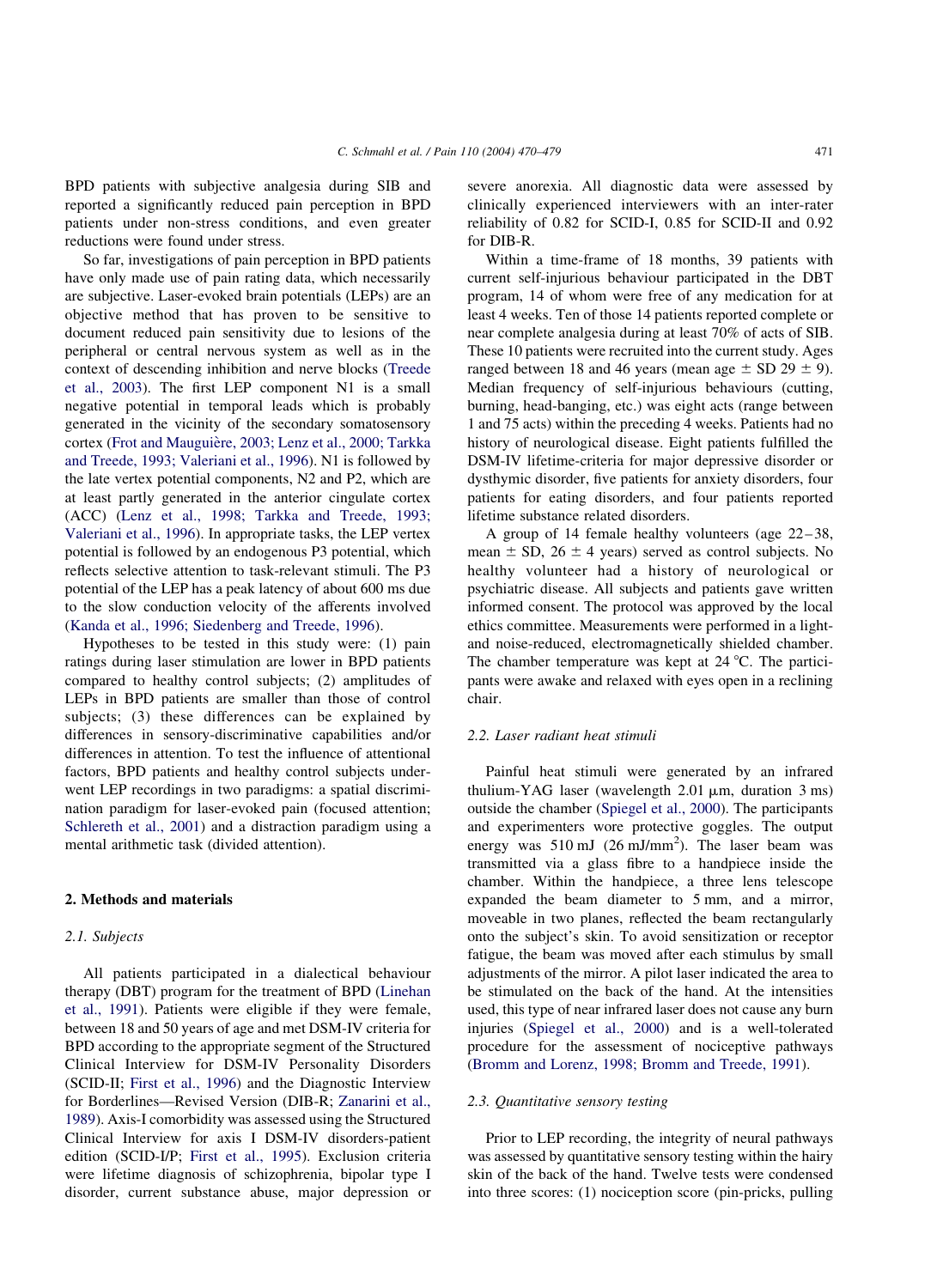BPD patients with subjective analgesia during SIB and reported a significantly reduced pain perception in BPD patients under non-stress conditions, and even greater reductions were found under stress.

So far, investigations of pain perception in BPD patients have only made use of pain rating data, which necessarily are subjective. Laser-evoked brain potentials (LEPs) are an objective method that has proven to be sensitive to document reduced pain sensitivity due to lesions of the peripheral or central nervous system as well as in the context of descending inhibition and nerve blocks (Treede et al., 2003). The first LEP component N1 is a small negative potential in temporal leads which is probably generated in the vicinity of the secondary somatosensory cortex (Frot and Mauguière, 2003; Lenz et al., 2000; Tarkka and Treede, 1993; Valeriani et al., 1996). N1 is followed by the late vertex potential components, N2 and P2, which are at least partly generated in the anterior cingulate cortex (ACC) (Lenz et al., 1998; Tarkka and Treede, 1993; Valeriani et al., 1996). In appropriate tasks, the LEP vertex potential is followed by an endogenous P3 potential, which reflects selective attention to task-relevant stimuli. The P3 potential of the LEP has a peak latency of about 600 ms due to the slow conduction velocity of the afferents involved (Kanda et al., 1996; Siedenberg and Treede, 1996).

Hypotheses to be tested in this study were: (1) pain ratings during laser stimulation are lower in BPD patients compared to healthy control subjects; (2) amplitudes of LEPs in BPD patients are smaller than those of control subjects; (3) these differences can be explained by differences in sensory-discriminative capabilities and/or differences in attention. To test the influence of attentional factors, BPD patients and healthy control subjects underwent LEP recordings in two paradigms: a spatial discrimination paradigm for laser-evoked pain (focused attention; Schlereth et al., 2001) and a distraction paradigm using a mental arithmetic task (divided attention).

## 2. Methods and materials

### 2.1. Subjects

All patients participated in a dialectical behaviour therapy (DBT) program for the treatment of BPD (Linehan et al., 1991). Patients were eligible if they were female, between 18 and 50 years of age and met DSM-IV criteria for BPD according to the appropriate segment of the Structured Clinical Interview for DSM-IV Personality Disorders (SCID-II; First et al., 1996) and the Diagnostic Interview for Borderlines—Revised Version (DIB-R; Zanarini et al., 1989). Axis-I comorbidity was assessed using the Structured Clinical Interview for axis I DSM-IV disorders-patient edition (SCID-I/P; First et al., 1995). Exclusion criteria were lifetime diagnosis of schizophrenia, bipolar type I disorder, current substance abuse, major depression or severe anorexia. All diagnostic data were assessed by clinically experienced interviewers with an inter-rater reliability of 0.82 for SCID-I, 0.85 for SCID-II and 0.92 for DIB-R.

Within a time-frame of 18 months, 39 patients with current self-injurious behaviour participated in the DBT program, 14 of whom were free of any medication for at least 4 weeks. Ten of those 14 patients reported complete or near complete analgesia during at least 70% of acts of SIB. These 10 patients were recruited into the current study. Ages ranged between 18 and 46 years (mean age ± SD 29 ± 9). Median frequency of self-injurious behaviours (cutting, burning, head-banging, etc.) was eight acts (range between 1 and 75 acts) within the preceding 4 weeks. Patients had no history of neurological disease. Eight patients fulfilled the DSM-IV lifetime-criteria for major depressive disorder or dysthymic disorder, five patients for anxiety disorders, four patients for eating disorders, and four patients reported lifetime substance related disorders.

A group of 14 female healthy volunteers (age 22–38, mean ± SD, 26 ± 4 years) served as control subjects. No healthy volunteer had a history of neurological or psychiatric disease. All subjects and patients gave written informed consent. The protocol was approved by the local ethics committee. Measurements were performed in a light- and noise-reduced, electromagnetically shielded chamber. The chamber temperature was kept at 24 °C. The participants were awake and relaxed with eyes open in a reclining chair.

### 2.2. Laser radiant heat stimuli

Painful heat stimuli were generated by an infrared thulium-YAG laser (wavelength 2.01 μm, duration 3 ms) outside the chamber (Spiegel et al., 2000). The participants and experimenters wore protective goggles. The output energy was 510 mJ (26 mJ/mm$^2$). The laser beam was transmitted via a glass fibre to a handpiece inside the chamber. Within the handpiece, a three lens telescope expanded the beam diameter to 5 mm, and a mirror, moveable in two planes, reflected the beam rectangularly onto the subject's skin. To avoid sensitization or receptor fatigue, the beam was moved after each stimulus by small adjustments of the mirror. A pilot laser indicated the area to be stimulated on the back of the hand. At the intensities used, this type of near infrared laser does not cause any burn injuries (Spiegel et al., 2000) and is a well-tolerated procedure for the assessment of nociceptive pathways (Bromm and Lorenz, 1998; Bromm and Treede, 1991).

### 2.3. Quantitative sensory testing

Prior to LEP recording, the integrity of neural pathways was assessed by quantitative sensory testing within the hairy skin of the back of the hand. Twelve tests were condensed into three scores: (1) nociception score (pin-pricks, pulling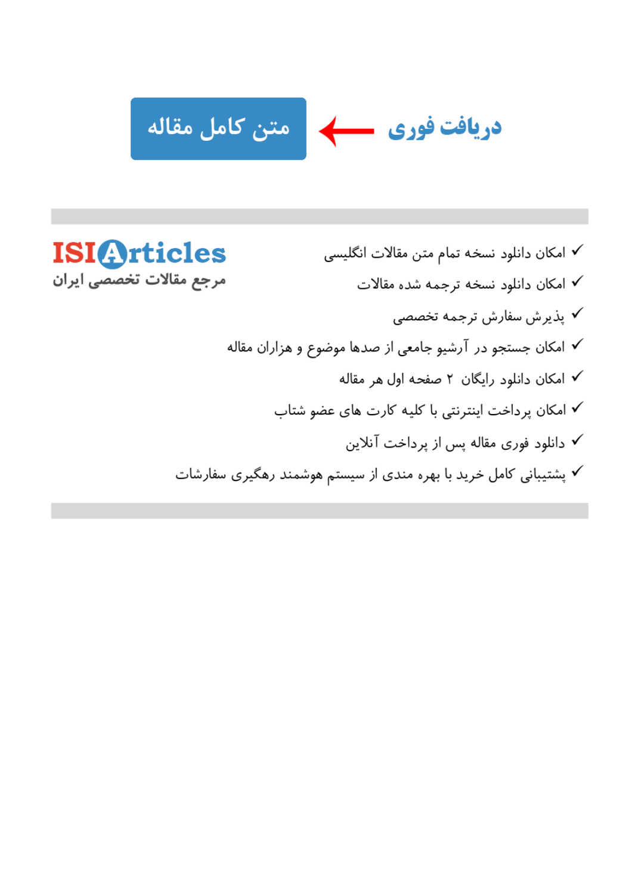دریافت فوری ← **متن کامل مقاله**

**ISIArticles**
مرجع مقالات تخصصی ایران

- ✓ امکان دانلود نسخه تمام متن مقالات انگلیسی
- ✓ امکان دانلود نسخه ترجمه شده مقالات
- ✓ پذیرش سفارش ترجمه تخصصی
- ✓ امکان جستجو در آرشیو جامعی از صدها موضوع و هزاران مقاله
- ✓ امکان دانلود رایگان ۲ صفحه اول هر مقاله
- ✓ امکان پرداخت اینترنتی با کلیه کارت های عضو شتاب
- ✓ دانلود فوری مقاله پس از پرداخت آنلاین
- ✓ پشتیبانی کامل خرید با بهره مندی از سیستم هوشمند رهگیری سفارشات